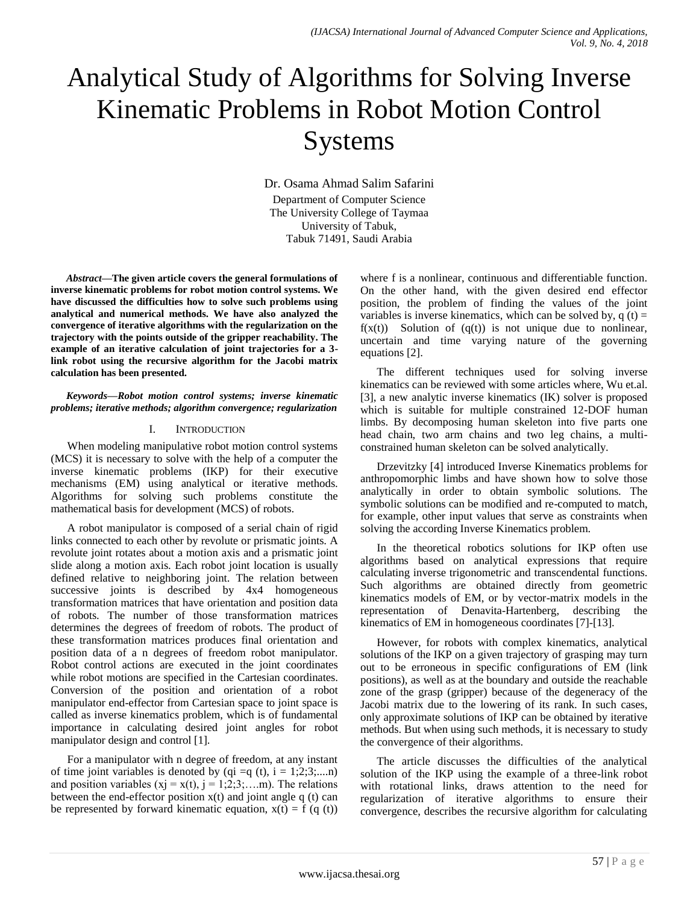# Analytical Study of Algorithms for Solving Inverse Kinematic Problems in Robot Motion Control Systems

Dr. Osama Ahmad Salim Safarini
Department of Computer Science
The University College of Taymaa
University of Tabuk,
Tabuk 71491, Saudi Arabia

***Abstract*—The given article covers the general formulations of inverse kinematic problems for robot motion control systems. We have discussed the difficulties how to solve such problems using analytical and numerical methods. We have also analyzed the convergence of iterative algorithms with the regularization on the trajectory with the points outside of the gripper reachability. The example of an iterative calculation of joint trajectories for a 3-link robot using the recursive algorithm for the Jacobi matrix calculation has been presented.**

***Keywords*—*Robot motion control systems; inverse kinematic problems; iterative methods; algorithm convergence; regularization***

## I. Introduction

When modeling manipulative robot motion control systems (MCS) it is necessary to solve with the help of a computer the inverse kinematic problems (IKP) for their executive mechanisms (EM) using analytical or iterative methods. Algorithms for solving such problems constitute the mathematical basis for development (MCS) of robots.

A robot manipulator is composed of a serial chain of rigid links connected to each other by revolute or prismatic joints. A revolute joint rotates about a motion axis and a prismatic joint slide along a motion axis. Each robot joint location is usually defined relative to neighboring joint. The relation between successive joints is described by 4x4 homogeneous transformation matrices that have orientation and position data of robots. The number of those transformation matrices determines the degrees of freedom of robots. The product of these transformation matrices produces final orientation and position data of a n degrees of freedom robot manipulator. Robot control actions are executed in the joint coordinates while robot motions are specified in the Cartesian coordinates. Conversion of the position and orientation of a robot manipulator end-effector from Cartesian space to joint space is called as inverse kinematics problem, which is of fundamental importance in calculating desired joint angles for robot manipulator design and control [1].

For a manipulator with n degree of freedom, at any instant of time joint variables is denoted by ($q_i = q(t)$, $i = 1;2;3;....n$) and position variables ($x_j = x(t)$, $j = 1;2;3;....m$). The relations between the end-effector position x(t) and joint angle q (t) can be represented by forward kinematic equation, $x(t) = f(q(t))$ where f is a nonlinear, continuous and differentiable function. On the other hand, with the given desired end effector position, the problem of finding the values of the joint variables is inverse kinematics, which can be solved by, $q(t) = f(x(t))$ Solution of (q(t)) is not unique due to nonlinear, uncertain and time varying nature of the governing equations [2].

The different techniques used for solving inverse kinematics can be reviewed with some articles where, Wu et.al. [3], a new analytic inverse kinematics (IK) solver is proposed which is suitable for multiple constrained 12-DOF human limbs. By decomposing human skeleton into five parts one head chain, two arm chains and two leg chains, a multi-constrained human skeleton can be solved analytically.

Drzevitzky [4] introduced Inverse Kinematics problems for anthropomorphic limbs and have shown how to solve those analytically in order to obtain symbolic solutions. The symbolic solutions can be modified and re-computed to match, for example, other input values that serve as constraints when solving the according Inverse Kinematics problem.

In the theoretical robotics solutions for IKP often use algorithms based on analytical expressions that require calculating inverse trigonometric and transcendental functions. Such algorithms are obtained directly from geometric kinematics models of EM, or by vector-matrix models in the representation of Denavita-Hartenberg, describing the kinematics of EM in homogeneous coordinates [7]-[13].

However, for robots with complex kinematics, analytical solutions of the IKP on a given trajectory of grasping may turn out to be erroneous in specific configurations of EM (link positions), as well as at the boundary and outside the reachable zone of the grasp (gripper) because of the degeneracy of the Jacobi matrix due to the lowering of its rank. In such cases, only approximate solutions of IKP can be obtained by iterative methods. But when using such methods, it is necessary to study the convergence of their algorithms.

The article discusses the difficulties of the analytical solution of the IKP using the example of a three-link robot with rotational links, draws attention to the need for regularization of iterative algorithms to ensure their convergence, describes the recursive algorithm for calculating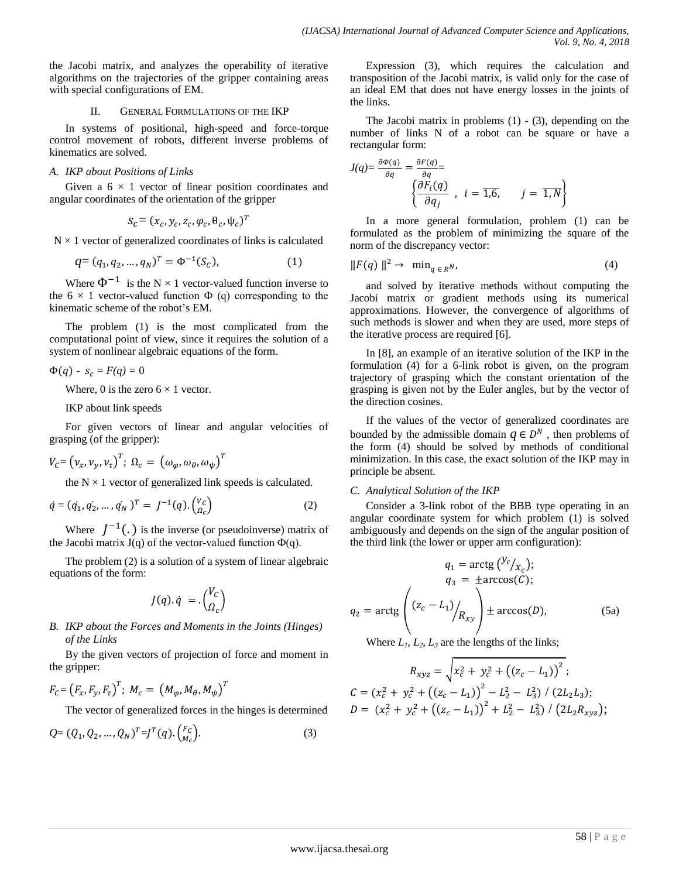the Jacobi matrix, and analyzes the operability of iterative algorithms on the trajectories of the gripper containing areas with special configurations of EM.

## II. General Formulations of the IKP

In systems of positional, high-speed and force-torque control movement of robots, different inverse problems of kinematics are solved.

### A. IKP about Positions of Links

Given a 6 × 1 vector of linear position coordinates and angular coordinates of the orientation of the gripper

$$s_C = (x_c, y_c, z_c, \varphi_c, \theta_c, \psi_c)^T$$

N × 1 vector of generalized coordinates of links is calculated

$$q = (q_1, q_2, \dots, q_N)^T = \Phi^{-1}(S_C), \qquad (1)$$

Where $\Phi^{-1}$ is the N × 1 vector-valued function inverse to the 6 × 1 vector-valued function Φ (q) corresponding to the kinematic scheme of the robot's EM.

The problem (1) is the most complicated from the computational point of view, since it requires the solution of a system of nonlinear algebraic equations of the form.

$$\Phi(q) - s_c = F(q) = 0$$

Where, 0 is the zero 6 × 1 vector.

IKP about link speeds

For given vectors of linear and angular velocities of grasping (of the gripper):

$$V_C = (v_x, v_y, v_\tau)^T;\ \Omega_c = (\omega_\varphi, \omega_\theta, \omega_\psi)^T$$

the N × 1 vector of generalized link speeds is calculated.

$$\dot{q} = (\dot{q_1}, \dot{q_2}, \dots, \dot{q_N})^T = J^{-1}(q).\begin{pmatrix} V_C \\ \Omega_c \end{pmatrix} \qquad (2)$$

Where $J^{-1}(.)$ is the inverse (or pseudoinverse) matrix of the Jacobi matrix J(q) of the vector-valued function Φ(q).

The problem (2) is a solution of a system of linear algebraic equations of the form:

$$J(q).\dot{q} = .\begin{pmatrix} V_C \\ \Omega_c \end{pmatrix}$$

### B. IKP about the Forces and Moments in the Joints (Hinges) of the Links

By the given vectors of projection of force and moment in the gripper:

$$F_C = (F_x, F_y, F_\tau)^T;\ M_c = (M_\varphi, M_\theta, M_\psi)^T$$

The vector of generalized forces in the hinges is determined

$$Q = (Q_1, Q_2, \dots, Q_N)^T = J^T(q).\begin{pmatrix} F_C \\ M_c \end{pmatrix}. \qquad (3)$$

Expression (3), which requires the calculation and transposition of the Jacobi matrix, is valid only for the case of an ideal EM that does not have energy losses in the joints of the links.

The Jacobi matrix in problems (1) - (3), depending on the number of links N of a robot can be square or have a rectangular form:

$$J(q) = \frac{\partial \Phi(q)}{\partial q} = \frac{\partial F(q)}{\partial q} = \left\{ \frac{\partial F_i(q)}{\partial q_j},\ i = \overline{1,6},\quad j = \overline{1,N} \right\}$$

In a more general formulation, problem (1) can be formulated as the problem of minimizing the square of the norm of the discrepancy vector:

$$\|F(q)\|^2 \to \min_{q \in R^N}, \qquad (4)$$

and solved by iterative methods without computing the Jacobi matrix or gradient methods using its numerical approximations. However, the convergence of algorithms of such methods is slower and when they are used, more steps of the iterative process are required [6].

In [8], an example of an iterative solution of the IKP in the formulation (4) for a 6-link robot is given, on the program trajectory of grasping which the constant orientation of the grasping is given not by the Euler angles, but by the vector of the direction cosines.

If the values of the vector of generalized coordinates are bounded by the admissible domain $q \in D^N$, then problems of the form (4) should be solved by methods of conditional minimization. In this case, the exact solution of the IKP may in principle be absent.

### C. Analytical Solution of the IKP

Consider a 3-link robot of the BBB type operating in an angular coordinate system for which problem (1) is solved ambiguously and depends on the sign of the angular position of the third link (the lower or upper arm configuration):

$$q_1 = \operatorname{arctg}\left(y_c / x_c\right);$$
$$q_3 = \pm\arccos(C);$$
$$q_2 = \operatorname{arctg}\left( (z_c - L_1) / R_{xy} \right) \pm \arccos(D), \qquad (5a)$$

Where $L_1$, $L_2$, $L_3$ are the lengths of the links;

$$R_{xyz} = \sqrt{x_c^2 + y_c^2 + \left((z_c - L_1)\right)^2};$$

$$C = (x_c^2 + y_c^2 + \left((z_c - L_1)\right)^2 - L_2^2 - L_3^2) / (2L_2L_3);$$

$$D = (x_c^2 + y_c^2 + \left((z_c - L_1)\right)^2 + L_2^2 - L_3^2) / (2L_2R_{xyz});$$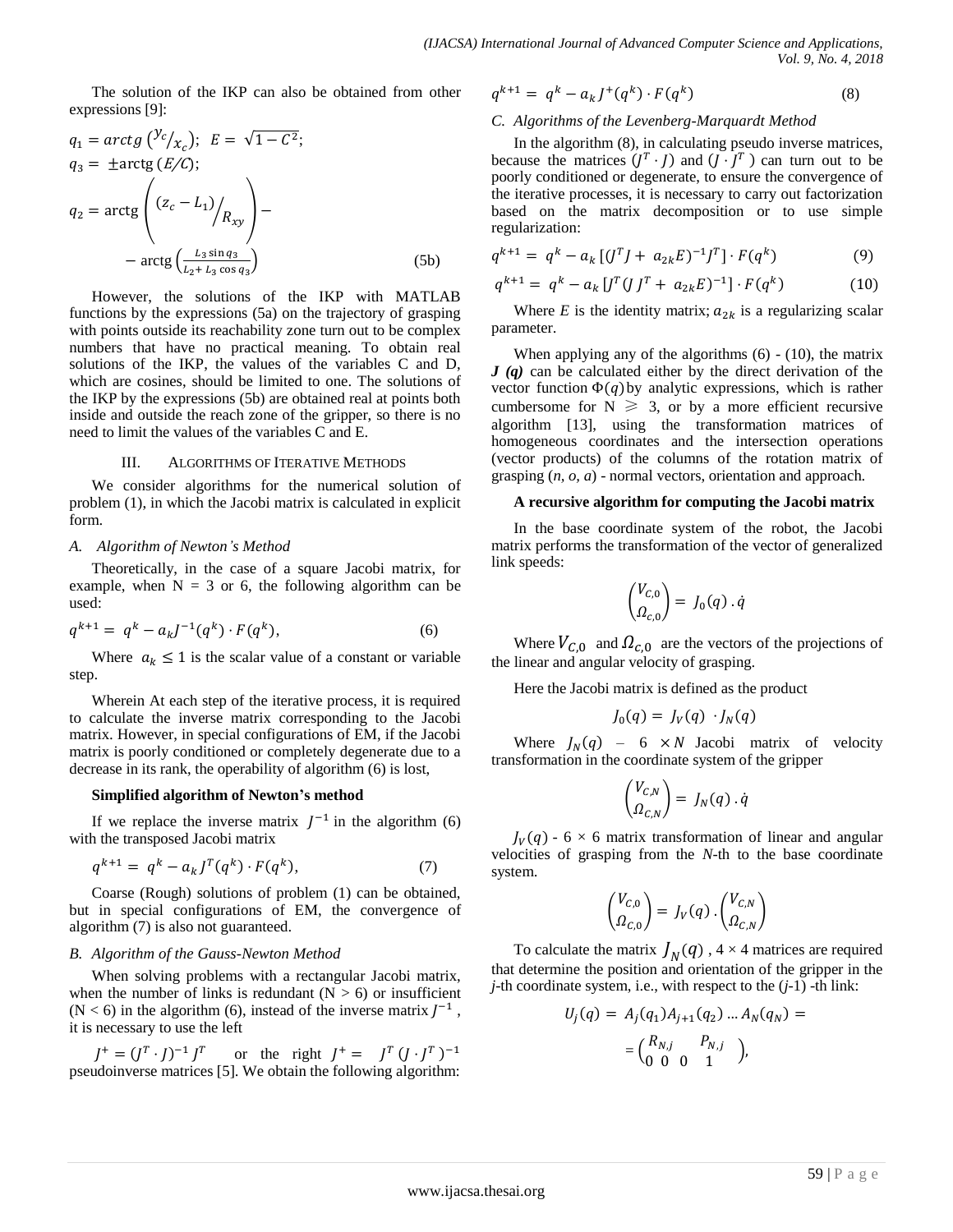The solution of the IKP can also be obtained from other expressions [9]:

$$q_1 = arctg\left({}^{y_c}/_{x_c}\right); \;\; E = \sqrt{1 - C^2};$$

$$q_3 = \pm \text{arctg}\,(E/C);$$

$$q_2 = \text{arctg}\left( {}^{(z_c - L_1)}/_{R_{xy}} \right) - \text{arctg}\left(\frac{L_3 \sin q_3}{L_2 + L_3 \cos q_3}\right) \tag{5b}$$

However, the solutions of the IKP with MATLAB functions by the expressions (5a) on the trajectory of grasping with points outside its reachability zone turn out to be complex numbers that have no practical meaning. To obtain real solutions of the IKP, the values of the variables C and D, which are cosines, should be limited to one. The solutions of the IKP by the expressions (5b) are obtained real at points both inside and outside the reach zone of the gripper, so there is no need to limit the values of the variables C and E.

## III. Algorithms of Iterative Methods

We consider algorithms for the numerical solution of problem (1), in which the Jacobi matrix is calculated in explicit form.

### A. Algorithm of Newton's Method

Theoretically, in the case of a square Jacobi matrix, for example, when N = 3 or 6, the following algorithm can be used:

$$q^{k+1} = q^k - a_k J^{-1}(q^k) \cdot F(q^k), \tag{6}$$

Where $a_k \leq 1$ is the scalar value of a constant or variable step.

Wherein At each step of the iterative process, it is required to calculate the inverse matrix corresponding to the Jacobi matrix. However, in special configurations of EM, if the Jacobi matrix is poorly conditioned or completely degenerate due to a decrease in its rank, the operability of algorithm (6) is lost,

**Simplified algorithm of Newton's method**

If we replace the inverse matrix $J^{-1}$ in the algorithm (6) with the transposed Jacobi matrix

$$q^{k+1} = q^k - a_k J^T(q^k) \cdot F(q^k), \tag{7}$$

Coarse (Rough) solutions of problem (1) can be obtained, but in special configurations of EM, the convergence of algorithm (7) is also not guaranteed.

### B. Algorithm of the Gauss-Newton Method

When solving problems with a rectangular Jacobi matrix, when the number of links is redundant (N > 6) or insufficient (N < 6) in the algorithm (6), instead of the inverse matrix $J^{-1}$, it is necessary to use the left

$J^+ = (J^T \cdot J)^{-1} J^T$ or the right $J^+ = J^T (J \cdot J^T)^{-1}$ pseudoinverse matrices [5]. We obtain the following algorithm:

$$q^{k+1} = q^k - a_k J^+(q^k) \cdot F(q^k) \tag{8}$$

### C. Algorithms of the Levenberg-Marquardt Method

In the algorithm (8), in calculating pseudo inverse matrices, because the matrices $(J^T \cdot J)$ and $(J \cdot J^T)$ can turn out to be poorly conditioned or degenerate, to ensure the convergence of the iterative processes, it is necessary to carry out factorization based on the matrix decomposition or to use simple regularization:

$$q^{k+1} = q^k - a_k \left[(J^T J + a_{2k} E)^{-1} J^T\right] \cdot F(q^k) \tag{9}$$

$$q^{k+1} = q^k - a_k \left[J^T (J J^T + a_{2k} E)^{-1}\right] \cdot F(q^k) \tag{10}$$

Where $E$ is the identity matrix; $a_{2k}$ is a regularizing scalar parameter.

When applying any of the algorithms (6) - (10), the matrix ***J (q)*** can be calculated either by the direct derivation of the vector function $\Phi(q)$ by analytic expressions, which is rather cumbersome for $N \geqslant 3$, or by a more efficient recursive algorithm [13], using the transformation matrices of homogeneous coordinates and the intersection operations (vector products) of the columns of the rotation matrix of grasping (*n*, *o*, *a*) - normal vectors, orientation and approach.

**A recursive algorithm for computing the Jacobi matrix**

In the base coordinate system of the robot, the Jacobi matrix performs the transformation of the vector of generalized link speeds:

$$\begin{pmatrix} V_{C,0} \\ \Omega_{c,0} \end{pmatrix} = J_0(q) \cdot \dot{q}$$

Where $V_{C,0}$ and $\Omega_{c,0}$ are the vectors of the projections of the linear and angular velocity of grasping.

Here the Jacobi matrix is defined as the product

$$J_0(q) = J_V(q) \cdot J_N(q)$$

Where $J_N(q)$ – $6 \times N$ Jacobi matrix of velocity transformation in the coordinate system of the gripper

$$\begin{pmatrix} V_{C,N} \\ \Omega_{C,N} \end{pmatrix} = J_N(q) \cdot \dot{q}$$

$J_V(q)$ - $6 \times 6$ matrix transformation of linear and angular velocities of grasping from the *N*-th to the base coordinate system.

$$\begin{pmatrix} V_{C,0} \\ \Omega_{C,0} \end{pmatrix} = J_V(q) \cdot \begin{pmatrix} V_{C,N} \\ \Omega_{C,N} \end{pmatrix}$$

To calculate the matrix $J_N(q)$, $4 \times 4$ matrices are required that determine the position and orientation of the gripper in the *j*-th coordinate system, i.e., with respect to the (*j*-1) -th link:

$$U_j(q) = A_j(q_1) A_{j+1}(q_2) \ldots A_N(q_N) = \begin{pmatrix} R_{N,j} & P_{N,j} \\ 0\;0\;0 & 1 \end{pmatrix},$$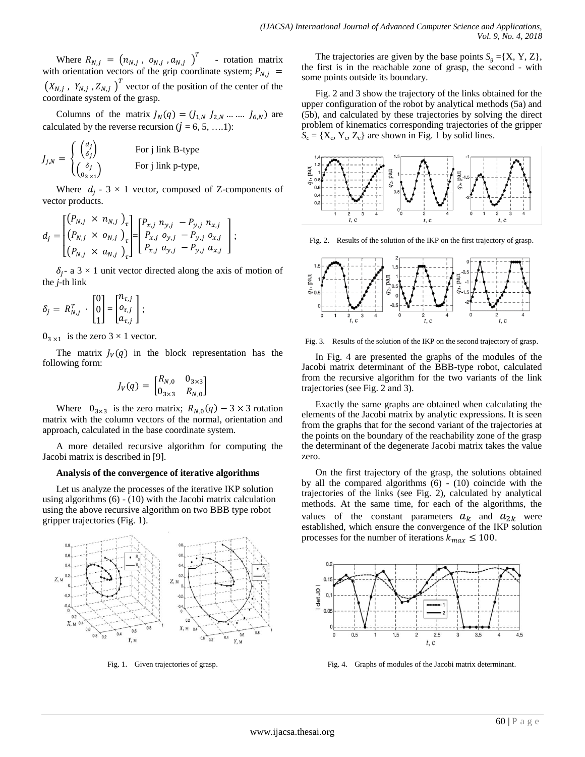Where $R_{N,j} = (n_{N,j}, o_{N,j}, a_{N,j})^T$ - rotation matrix with orientation vectors of the grip coordinate system; $P_{N,j} = (X_{N,j}, Y_{N,j}, Z_{N,j})^T$ vector of the position of the center of the coordinate system of the grasp.

Columns of the matrix $J_N(q) = (J_{1,N}\ J_{2,N} \dots \dots J_{6,N})$ are calculated by the reverse recursion ($j$ = 6, 5, ….1):

$$J_{j,N} = \begin{cases} \begin{pmatrix} d_j \\ \delta_j \end{pmatrix} & \text{For j link B-type} \\ \begin{pmatrix} \delta_j \\ 0_{3\times 1} \end{pmatrix} & \text{For j link p-type,} \end{cases}$$

Where $d_j$ - 3 × 1 vector, composed of Z-components of vector products.

$$d_j = \begin{bmatrix} (P_{N,j} \times n_{N,j})_\tau \\ (P_{N,j} \times o_{N,j})_\tau \\ (P_{N,j} \times a_{N,j})_\tau \end{bmatrix} = \begin{bmatrix} P_{x,j}\, n_{y,j} - P_{y,j}\, n_{x,j} \\ P_{x,j}\, o_{y,j} - P_{y,j}\, o_{x,j} \\ P_{x,j}\, a_{y,j} - P_{y,j}\, a_{x,j} \end{bmatrix};$$

$\delta_j$- a 3 × 1 unit vector directed along the axis of motion of the $j$-th link

$$\delta_j = R_{N,j}^T \cdot \begin{bmatrix} 0 \\ 0 \\ 1 \end{bmatrix} = \begin{bmatrix} n_{\tau,j} \\ o_{\tau,j} \\ a_{\tau,j} \end{bmatrix};$$

$0_{3\times 1}$ is the zero 3 × 1 vector.

The matrix $J_V(q)$ in the block representation has the following form:

$$J_V(q) = \begin{bmatrix} R_{N,0} & 0_{3\times 3} \\ 0_{3\times 3} & R_{N,0} \end{bmatrix}$$

Where $0_{3\times 3}$ is the zero matrix; $R_{N,0}(q) - 3 \times 3$ rotation matrix with the column vectors of the normal, orientation and approach, calculated in the base coordinate system.

A more detailed recursive algorithm for computing the Jacobi matrix is described in [9].

**Analysis of the convergence of iterative algorithms**

Let us analyze the processes of the iterative IKP solution using algorithms (6) - (10) with the Jacobi matrix calculation using the above recursive algorithm on two BBB type robot gripper trajectories (Fig. 1).

Fig. 1. Given trajectories of grasp.

The trajectories are given by the base points $S_g$ ={X, Y, Z}, the first is in the reachable zone of grasp, the second - with some points outside its boundary.

Fig. 2 and 3 show the trajectory of the links obtained for the upper configuration of the robot by analytical methods (5a) and (5b), and calculated by these trajectories by solving the direct problem of kinematics corresponding trajectories of the gripper $S_c$ = {$X_c$, $Y_c$, $Z_c$} are shown in Fig. 1 by solid lines.

Fig. 2. Results of the solution of the IKP on the first trajectory of grasp.

Fig. 3. Results of the solution of the IKP on the second trajectory of grasp.

In Fig. 4 are presented the graphs of the modules of the Jacobi matrix determinant of the BBB-type robot, calculated from the recursive algorithm for the two variants of the link trajectories (see Fig. 2 and 3).

Exactly the same graphs are obtained when calculating the elements of the Jacobi matrix by analytic expressions. It is seen from the graphs that for the second variant of the trajectories at the points on the boundary of the reachability zone of the grasp the determinant of the degenerate Jacobi matrix takes the value zero.

On the first trajectory of the grasp, the solutions obtained by all the compared algorithms (6) - (10) coincide with the trajectories of the links (see Fig. 2), calculated by analytical methods. At the same time, for each of the algorithms, the values of the constant parameters $a_k$ and $a_{2k}$ were established, which ensure the convergence of the IKP solution processes for the number of iterations $k_{max} \leq 100$.

Fig. 4. Graphs of modules of the Jacobi matrix determinant.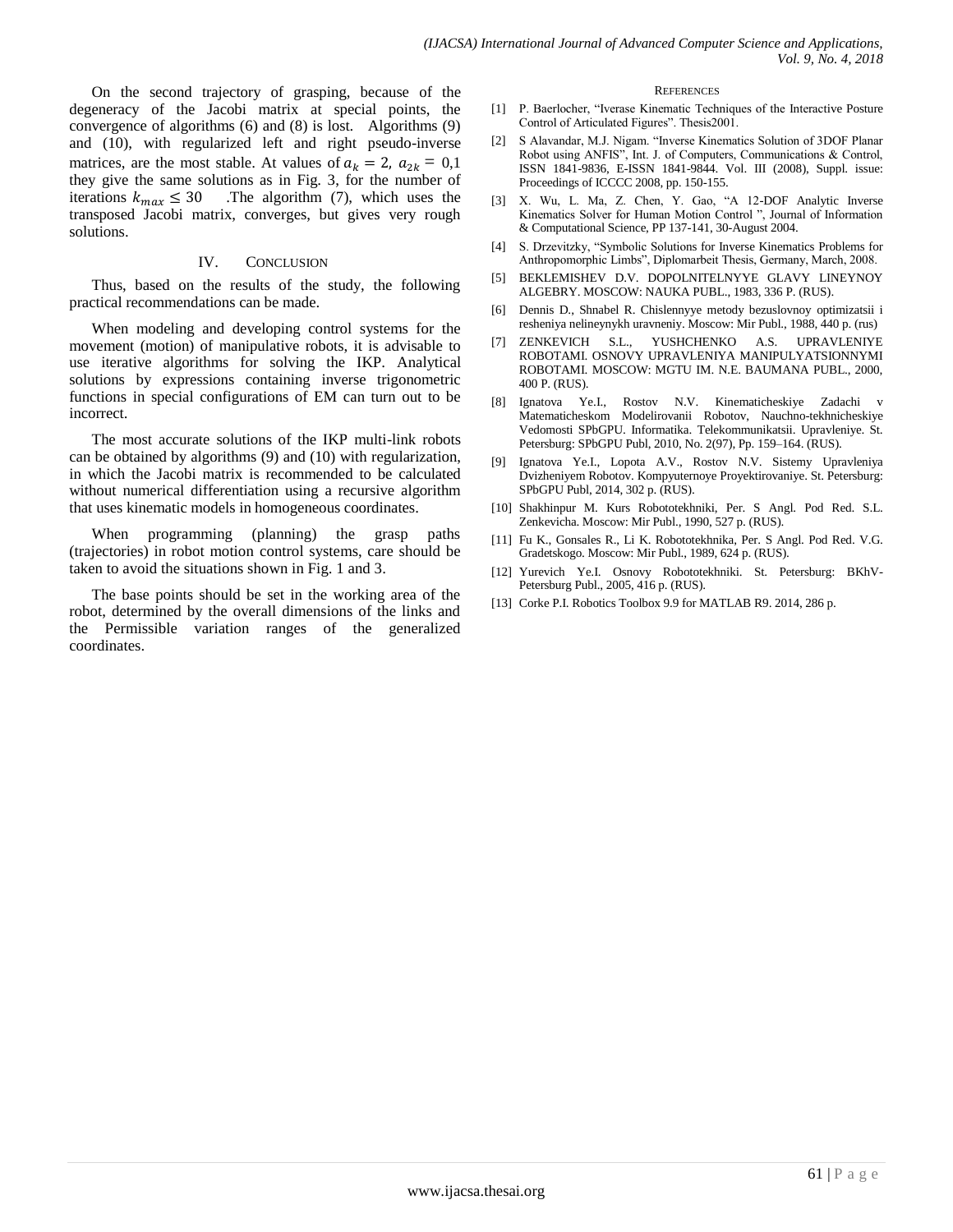On the second trajectory of grasping, because of the degeneracy of the Jacobi matrix at special points, the convergence of algorithms (6) and (8) is lost. Algorithms (9) and (10), with regularized left and right pseudo-inverse matrices, are the most stable. At values of $a_k = 2,\ a_{2k} = 0{,}1$ they give the same solutions as in Fig. 3, for the number of iterations $k_{max} \leq 30$ .The algorithm (7), which uses the transposed Jacobi matrix, converges, but gives very rough solutions.

## IV. Conclusion

Thus, based on the results of the study, the following practical recommendations can be made.

When modeling and developing control systems for the movement (motion) of manipulative robots, it is advisable to use iterative algorithms for solving the IKP. Analytical solutions by expressions containing inverse trigonometric functions in special configurations of EM can turn out to be incorrect.

The most accurate solutions of the IKP multi-link robots can be obtained by algorithms (9) and (10) with regularization, in which the Jacobi matrix is recommended to be calculated without numerical differentiation using a recursive algorithm that uses kinematic models in homogeneous coordinates.

When programming (planning) the grasp paths (trajectories) in robot motion control systems, care should be taken to avoid the situations shown in Fig. 1 and 3.

The base points should be set in the working area of the robot, determined by the overall dimensions of the links and the Permissible variation ranges of the generalized coordinates.

## References

[1] P. Baerlocher, "Iverase Kinematic Techniques of the Interactive Posture Control of Articulated Figures". Thesis2001.

[2] S Alavandar, M.J. Nigam. "Inverse Kinematics Solution of 3DOF Planar Robot using ANFIS", Int. J. of Computers, Communications & Control, ISSN 1841-9836, E-ISSN 1841-9844. Vol. III (2008), Suppl. issue: Proceedings of ICCCC 2008, pp. 150-155.

[3] X. Wu, L. Ma, Z. Chen, Y. Gao, "A 12-DOF Analytic Inverse Kinematics Solver for Human Motion Control ", Journal of Information & Computational Science, PP 137-141, 30-August 2004.

[4] S. Drzevitzky, "Symbolic Solutions for Inverse Kinematics Problems for Anthropomorphic Limbs", Diplomarbeit Thesis, Germany, March, 2008.

[5] BEKLEMISHEV D.V. DOPOLNITELNYYE GLAVY LINEYNOY ALGEBRY. MOSCOW: NAUKA PUBL., 1983, 336 P. (RUS).

[6] Dennis D., Shnabel R. Chislennyye metody bezuslovnoy optimizatsii i resheniya nelineynykh uravneniy. Moscow: Mir Publ., 1988, 440 p. (rus)

[7] ZENKEVICH S.L., YUSHCHENKO A.S. UPRAVLENIYE ROBOTAMI. OSNOVY UPRAVLENIYA MANIPULYATSIONNYMI ROBOTAMI. MOSCOW: MGTU IM. N.E. BAUMANA PUBL., 2000, 400 P. (RUS).

[8] Ignatova Ye.I., Rostov N.V. Kinematicheskiye Zadachi v Matematicheskom Modelirovanii Robotov, Nauchno-tekhnicheskiye Vedomosti SPbGPU. Informatika. Telekommunikatsii. Upravleniye. St. Petersburg: SPbGPU Publ, 2010, No. 2(97), Pp. 159–164. (RUS).

[9] Ignatova Ye.I., Lopota A.V., Rostov N.V. Sistemy Upravleniya Dvizheniyem Robotov. Kompyuternoye Proyektirovaniye. St. Petersburg: SPbGPU Publ, 2014, 302 p. (RUS).

[10] Shakhinpur M. Kurs Robototekhniki, Per. S Angl. Pod Red. S.L. Zenkevicha. Moscow: Mir Publ., 1990, 527 p. (RUS).

[11] Fu K., Gonsales R., Li K. Robototekhnika, Per. S Angl. Pod Red. V.G. Gradetskogo. Moscow: Mir Publ., 1989, 624 p. (RUS).

[12] Yurevich Ye.I. Osnovy Robototekhniki. St. Petersburg: BKhV-Petersburg Publ., 2005, 416 p. (RUS).

[13] Corke P.I. Robotics Toolbox 9.9 for MATLAB R9. 2014, 286 p.